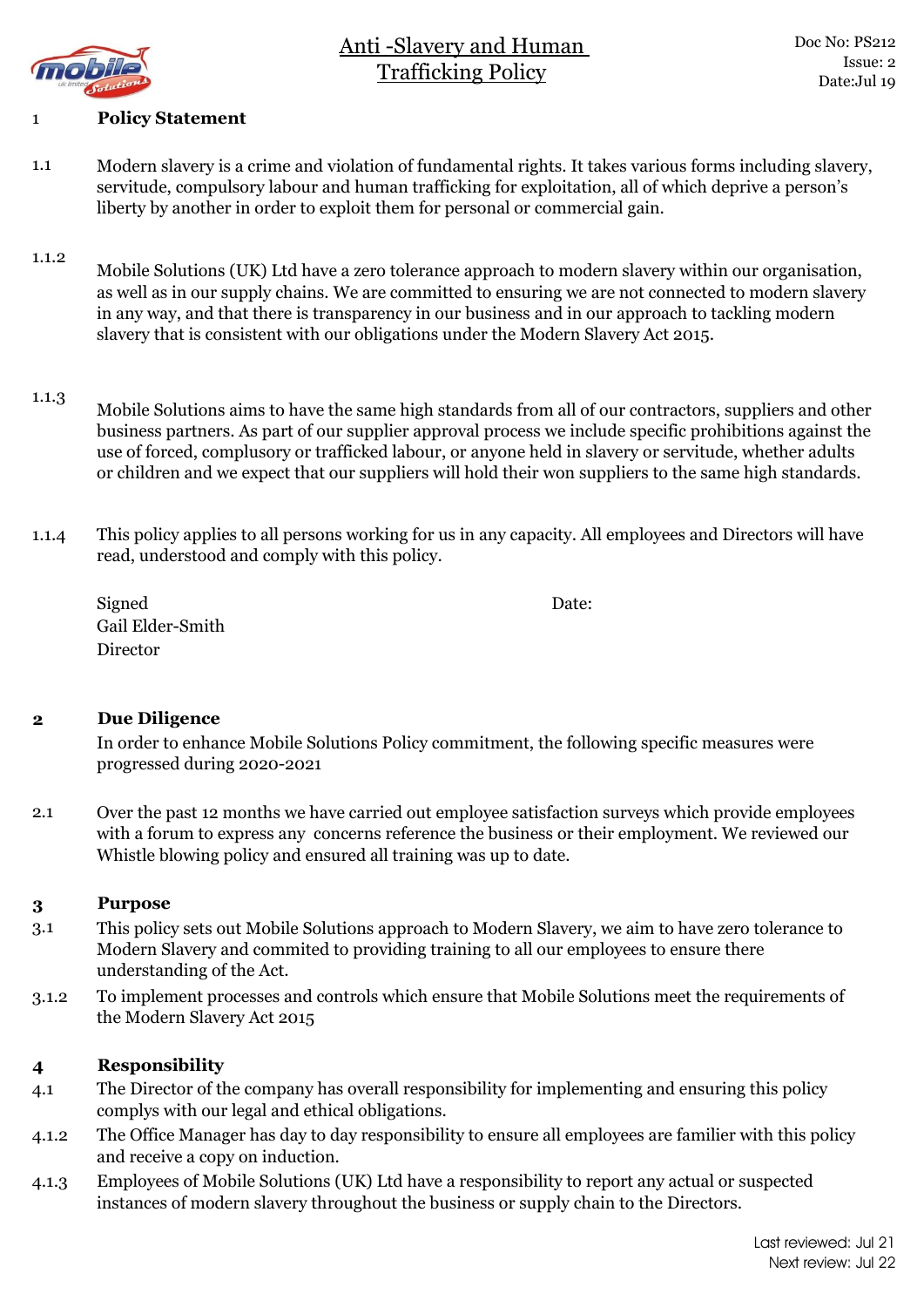# Anti -Slavery and Human Trafficking Policy

Doc No: PS212
Issue: 2
Date:Jul 19

## 1 Policy Statement

1.1 Modern slavery is a crime and violation of fundamental rights. It takes various forms including slavery, servitude, compulsory labour and human trafficking for exploitation, all of which deprive a person's liberty by another in order to exploit them for personal or commercial gain.

1.1.2 Mobile Solutions (UK) Ltd have a zero tolerance approach to modern slavery within our organisation, as well as in our supply chains. We are committed to ensuring we are not connected to modern slavery in any way, and that there is transparency in our business and in our approach to tackling modern slavery that is consistent with our obligations under the Modern Slavery Act 2015.

1.1.3 Mobile Solutions aims to have the same high standards from all of our contractors, suppliers and other business partners. As part of our supplier approval process we include specific prohibitions against the use of forced, complusory or trafficked labour, or anyone held in slavery or servitude, whether adults or children and we expect that our suppliers will hold their won suppliers to the same high standards.

1.1.4 This policy applies to all persons working for us in any capacity. All employees and Directors will have read, understood and comply with this policy.

Signed
Gail Elder-Smith
Director

Date:

## 2 Due Diligence

In order to enhance Mobile Solutions Policy commitment, the following specific measures were progressed during 2020-2021

2.1 Over the past 12 months we have carried out employee satisfaction surveys which provide employees with a forum to express any concerns reference the business or their employment. We reviewed our Whistle blowing policy and ensured all training was up to date.

## 3 Purpose

3.1 This policy sets out Mobile Solutions approach to Modern Slavery, we aim to have zero tolerance to Modern Slavery and commited to providing training to all our employees to ensure there understanding of the Act.

3.1.2 To implement processes and controls which ensure that Mobile Solutions meet the requirements of the Modern Slavery Act 2015

## 4 Responsibility

4.1 The Director of the company has overall responsibility for implementing and ensuring this policy complys with our legal and ethical obligations.

4.1.2 The Office Manager has day to day responsibility to ensure all employees are familier with this policy and receive a copy on induction.

4.1.3 Employees of Mobile Solutions (UK) Ltd have a responsibility to report any actual or suspected instances of modern slavery throughout the business or supply chain to the Directors.

Last reviewed: Jul 21
Next review: Jul 22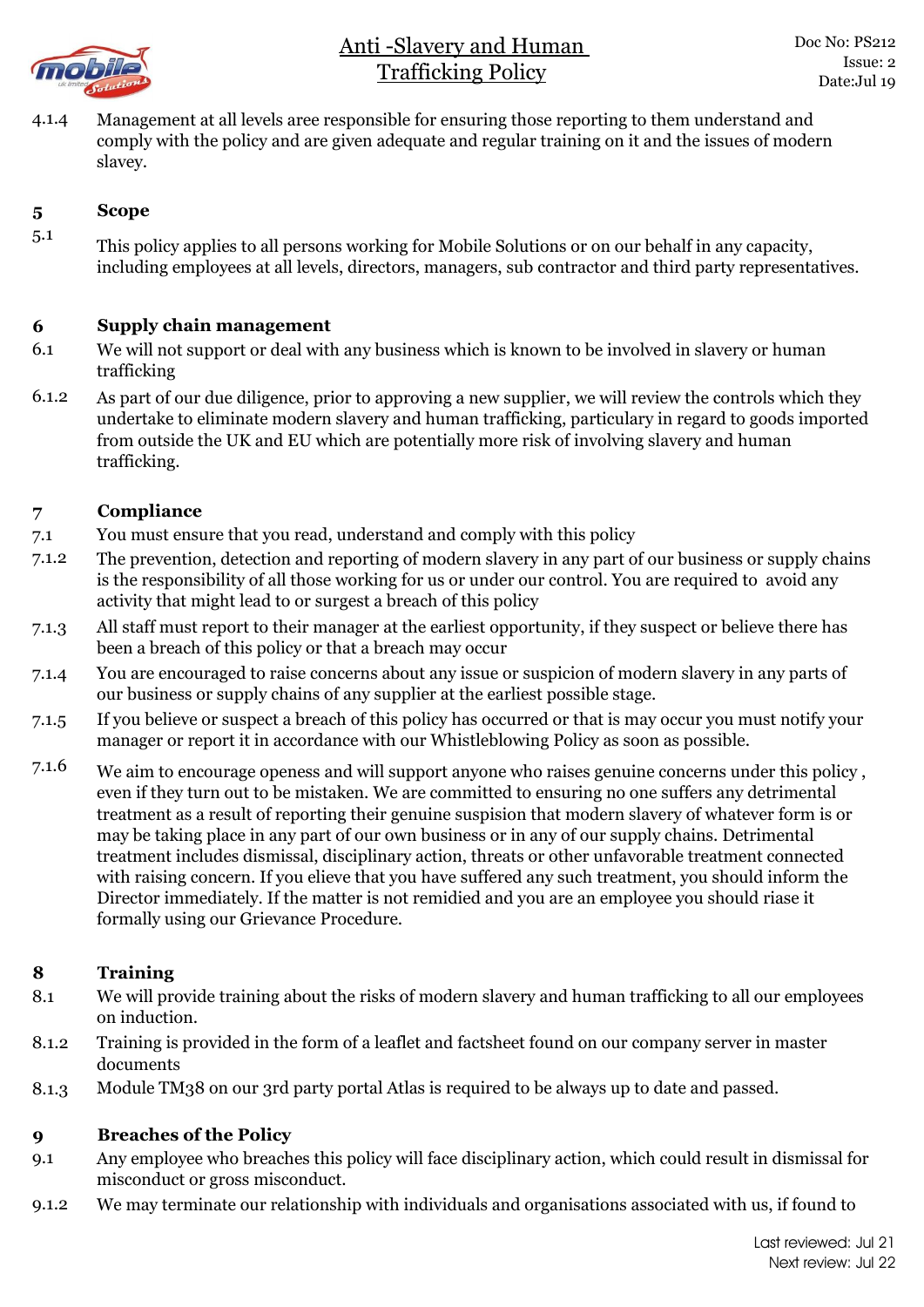4.1.4 Management at all levels aree responsible for ensuring those reporting to them understand and comply with the policy and are given adequate and regular training on it and the issues of modern slavey.

## 5 Scope

5.1 This policy applies to all persons working for Mobile Solutions or on our behalf in any capacity, including employees at all levels, directors, managers, sub contractor and third party representatives.

## 6 Supply chain management

6.1 We will not support or deal with any business which is known to be involved in slavery or human trafficking

6.1.2 As part of our due diligence, prior to approving a new supplier, we will review the controls which they undertake to eliminate modern slavery and human trafficking, particulary in regard to goods imported from outside the UK and EU which are potentially more risk of involving slavery and human trafficking.

## 7 Compliance

7.1 You must ensure that you read, understand and comply with this policy

7.1.2 The prevention, detection and reporting of modern slavery in any part of our business or supply chains is the responsibility of all those working for us or under our control. You are required to avoid any activity that might lead to or surgest a breach of this policy

7.1.3 All staff must report to their manager at the earliest opportunity, if they suspect or believe there has been a breach of this policy or that a breach may occur

7.1.4 You are encouraged to raise concerns about any issue or suspicion of modern slavery in any parts of our business or supply chains of any supplier at the earliest possible stage.

7.1.5 If you believe or suspect a breach of this policy has occurred or that is may occur you must notify your manager or report it in accordance with our Whistleblowing Policy as soon as possible.

7.1.6 We aim to encourage openess and will support anyone who raises genuine concerns under this policy , even if they turn out to be mistaken. We are committed to ensuring no one suffers any detrimental treatment as a result of reporting their genuine suspision that modern slavery of whatever form is or may be taking place in any part of our own business or in any of our supply chains. Detrimental treatment includes dismissal, disciplinary action, threats or other unfavorable treatment connected with raising concern. If you elieve that you have suffered any such treatment, you should inform the Director immediately. If the matter is not remidied and you are an employee you should riase it formally using our Grievance Procedure.

## 8 Training

8.1 We will provide training about the risks of modern slavery and human trafficking to all our employees on induction.

8.1.2 Training is provided in the form of a leaflet and factsheet found on our company server in master documents

8.1.3 Module TM38 on our 3rd party portal Atlas is required to be always up to date and passed.

## 9 Breaches of the Policy

9.1 Any employee who breaches this policy will face disciplinary action, which could result in dismissal for misconduct or gross misconduct.

9.1.2 We may terminate our relationship with individuals and organisations associated with us, if found to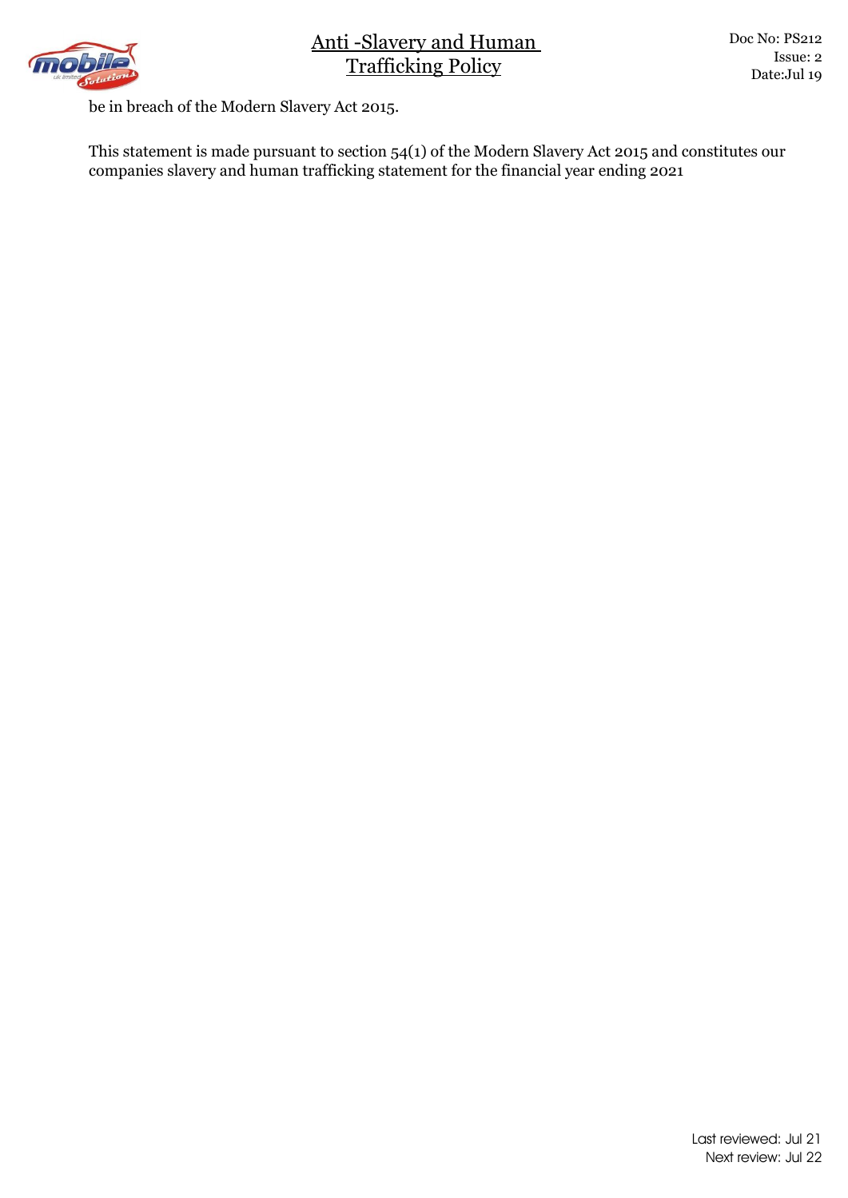be in breach of the Modern Slavery Act 2015.

This statement is made pursuant to section 54(1) of the Modern Slavery Act 2015 and constitutes our companies slavery and human trafficking statement for the financial year ending 2021